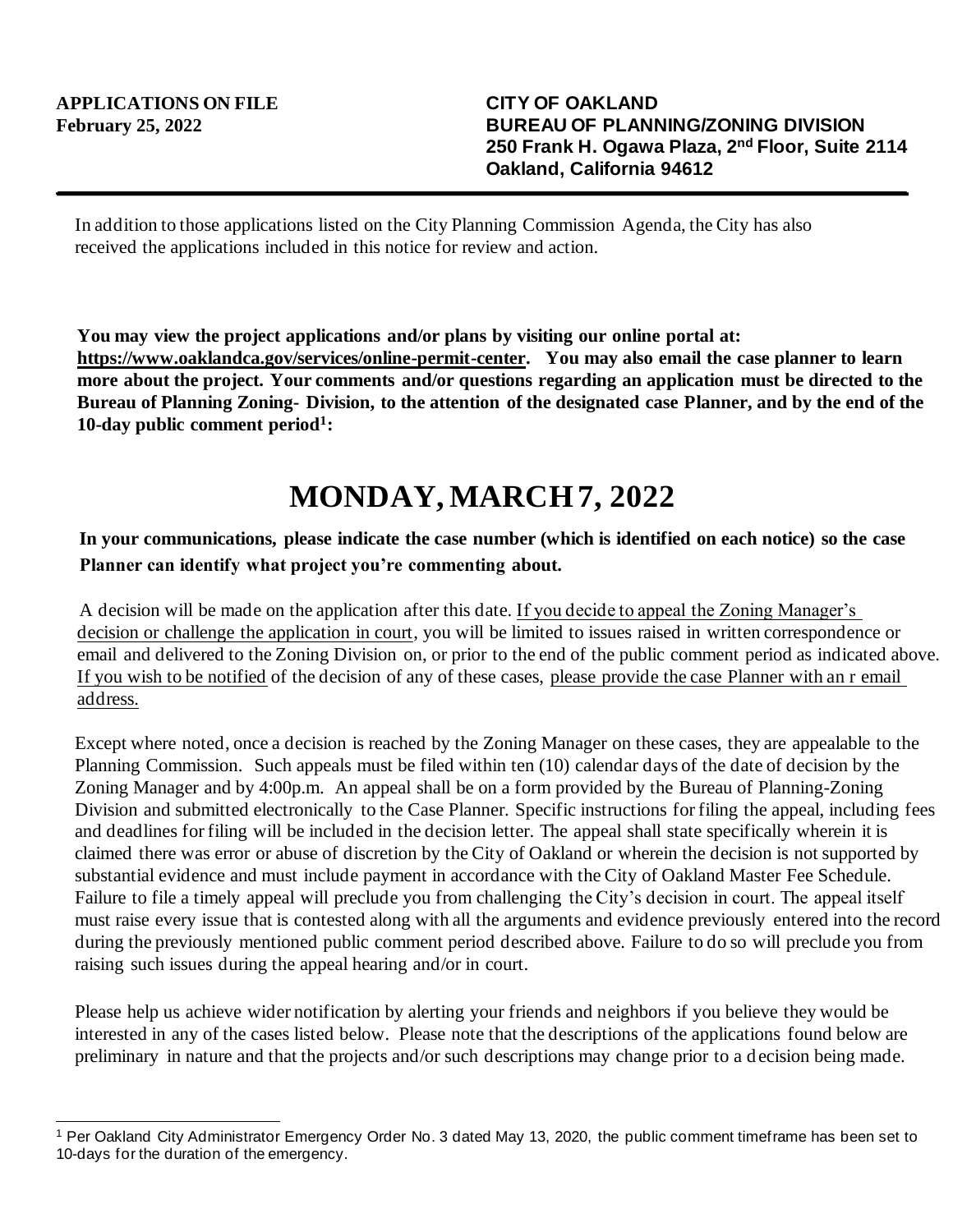**APPLICATIONS ON FILE**
**February 25, 2022**

**CITY OF OAKLAND**
**BUREAU OF PLANNING/ZONING DIVISION**
**250 Frank H. Ogawa Plaza, 2nd Floor, Suite 2114**
**Oakland, California 94612**

---

In addition to those applications listed on the City Planning Commission Agenda, the City has also received the applications included in this notice for review and action.

**You may view the project applications and/or plans by visiting our online portal at: https://www.oaklandca.gov/services/online-permit-center. You may also email the case planner to learn more about the project. Your comments and/or questions regarding an application must be directed to the Bureau of Planning Zoning- Division, to the attention of the designated case Planner, and by the end of the 10-day public comment period[1]:**

# MONDAY, MARCH 7, 2022

**In your communications, please indicate the case number (which is identified on each notice) so the case Planner can identify what project you're commenting about.**

A decision will be made on the application after this date. If you decide to appeal the Zoning Manager's decision or challenge the application in court, you will be limited to issues raised in written correspondence or email and delivered to the Zoning Division on, or prior to the end of the public comment period as indicated above. If you wish to be notified of the decision of any of these cases, please provide the case Planner with an r email address.

Except where noted, once a decision is reached by the Zoning Manager on these cases, they are appealable to the Planning Commission. Such appeals must be filed within ten (10) calendar days of the date of decision by the Zoning Manager and by 4:00p.m. An appeal shall be on a form provided by the Bureau of Planning-Zoning Division and submitted electronically to the Case Planner. Specific instructions for filing the appeal, including fees and deadlines for filing will be included in the decision letter. The appeal shall state specifically wherein it is claimed there was error or abuse of discretion by the City of Oakland or wherein the decision is not supported by substantial evidence and must include payment in accordance with the City of Oakland Master Fee Schedule. Failure to file a timely appeal will preclude you from challenging the City's decision in court. The appeal itself must raise every issue that is contested along with all the arguments and evidence previously entered into the record during the previously mentioned public comment period described above. Failure to do so will preclude you from raising such issues during the appeal hearing and/or in court.

Please help us achieve wider notification by alerting your friends and neighbors if you believe they would be interested in any of the cases listed below. Please note that the descriptions of the applications found below are preliminary in nature and that the projects and/or such descriptions may change prior to a decision being made.

---

[1] Per Oakland City Administrator Emergency Order No. 3 dated May 13, 2020, the public comment timeframe has been set to 10-days for the duration of the emergency.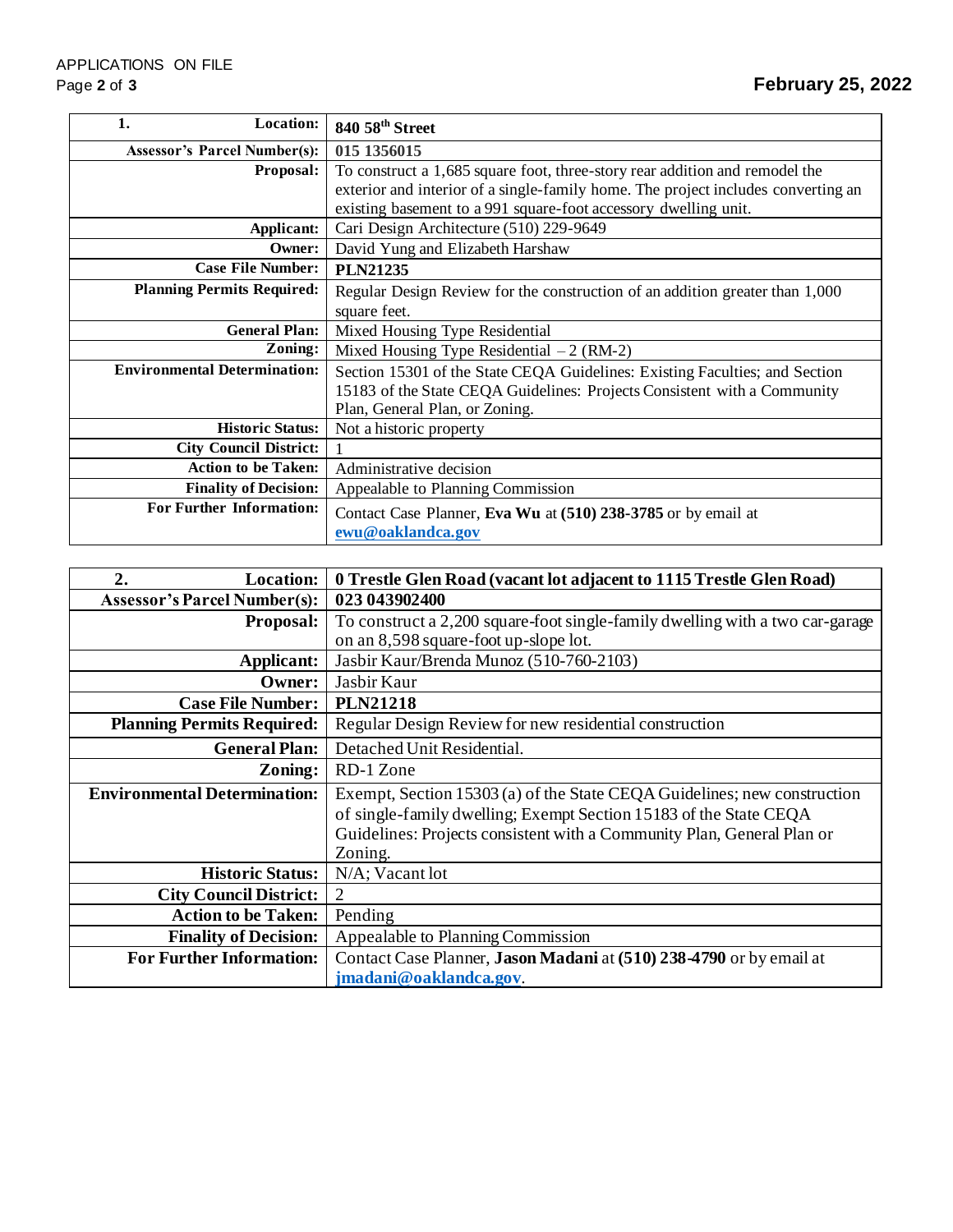| 1. Location: | 840 58th Street |
|---|---|
| Assessor's Parcel Number(s): | 015 1356015 |
| Proposal: | To construct a 1,685 square foot, three-story rear addition and remodel the exterior and interior of a single-family home. The project includes converting an existing basement to a 991 square-foot accessory dwelling unit. |
| Applicant: | Cari Design Architecture (510) 229-9649 |
| Owner: | David Yung and Elizabeth Harshaw |
| Case File Number: | **PLN21235** |
| Planning Permits Required: | Regular Design Review for the construction of an addition greater than 1,000 square feet. |
| General Plan: | Mixed Housing Type Residential |
| Zoning: | Mixed Housing Type Residential – 2 (RM-2) |
| Environmental Determination: | Section 15301 of the State CEQA Guidelines: Existing Faculties; and Section 15183 of the State CEQA Guidelines: Projects Consistent with a Community Plan, General Plan, or Zoning. |
| Historic Status: | Not a historic property |
| City Council District: | 1 |
| Action to be Taken: | Administrative decision |
| Finality of Decision: | Appealable to Planning Commission |
| For Further Information: | Contact Case Planner, **Eva Wu** at **(510) 238-3785** or by email at **ewu@oaklandca.gov** |

| 2. Location: | 0 Trestle Glen Road (vacant lot adjacent to 1115 Trestle Glen Road) |
|---|---|
| Assessor's Parcel Number(s): | 023 043902400 |
| Proposal: | To construct a 2,200 square-foot single-family dwelling with a two car-garage on an 8,598 square-foot up-slope lot. |
| Applicant: | Jasbir Kaur/Brenda Munoz (510-760-2103) |
| Owner: | Jasbir Kaur |
| Case File Number: | **PLN21218** |
| Planning Permits Required: | Regular Design Review for new residential construction |
| General Plan: | Detached Unit Residential. |
| Zoning: | RD-1 Zone |
| Environmental Determination: | Exempt, Section 15303 (a) of the State CEQA Guidelines; new construction of single-family dwelling; Exempt Section 15183 of the State CEQA Guidelines: Projects consistent with a Community Plan, General Plan or Zoning. |
| Historic Status: | N/A; Vacant lot |
| City Council District: | 2 |
| Action to be Taken: | Pending |
| Finality of Decision: | Appealable to Planning Commission |
| For Further Information: | Contact Case Planner, **Jason Madani** at **(510) 238-4790** or by email at **jmadani@oaklandca.gov**. |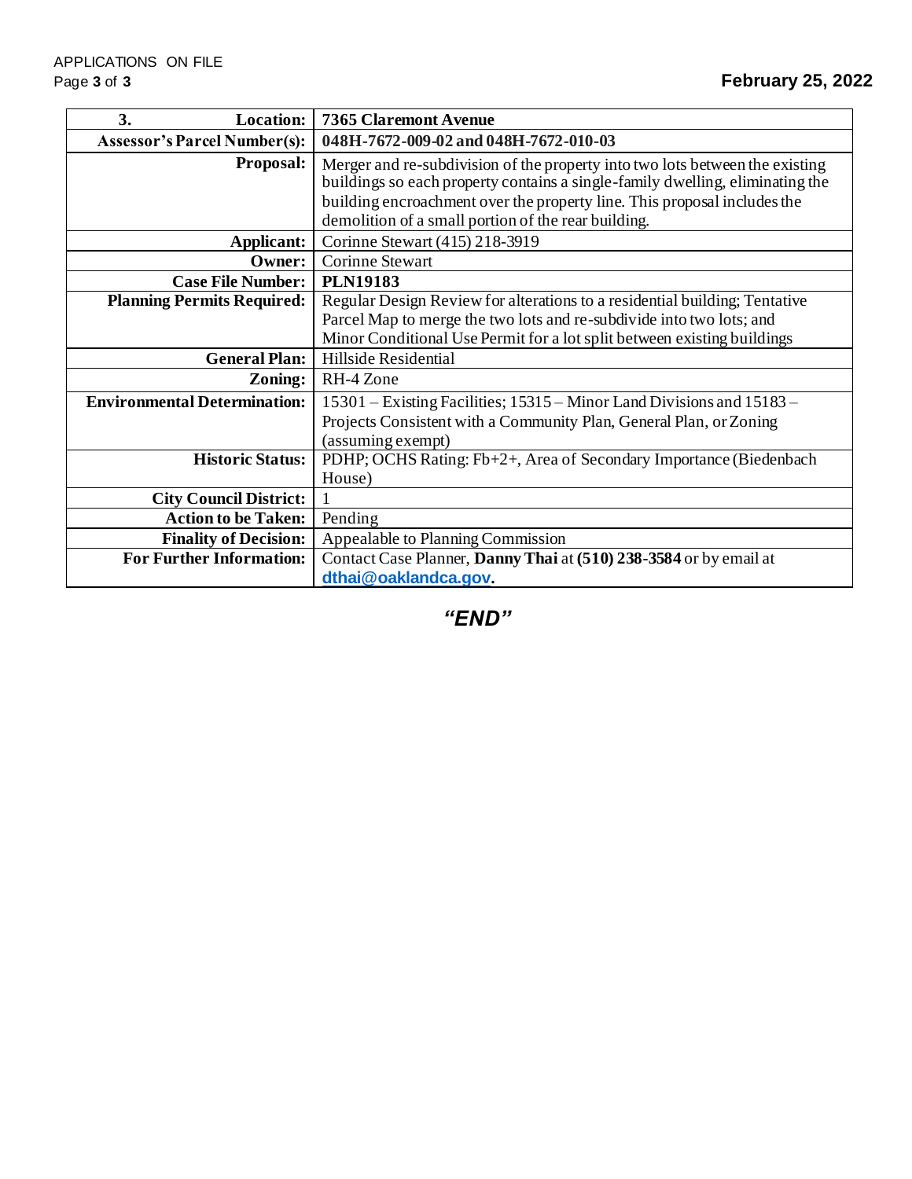| | |
|---|---|
| **3. Location:** | **7365 Claremont Avenue** |
| **Assessor's Parcel Number(s):** | **048H-7672-009-02 and 048H-7672-010-03** |
| **Proposal:** | Merger and re-subdivision of the property into two lots between the existing buildings so each property contains a single-family dwelling, eliminating the building encroachment over the property line. This proposal includes the demolition of a small portion of the rear building. |
| **Applicant:** | Corinne Stewart (415) 218-3919 |
| **Owner:** | Corinne Stewart |
| **Case File Number:** | **PLN19183** |
| **Planning Permits Required:** | Regular Design Review for alterations to a residential building; Tentative Parcel Map to merge the two lots and re-subdivide into two lots; and Minor Conditional Use Permit for a lot split between existing buildings |
| **General Plan:** | Hillside Residential |
| **Zoning:** | RH-4 Zone |
| **Environmental Determination:** | 15301 – Existing Facilities; 15315 – Minor Land Divisions and 15183 – Projects Consistent with a Community Plan, General Plan, or Zoning (assuming exempt) |
| **Historic Status:** | PDHP; OCHS Rating: Fb+2+, Area of Secondary Importance (Biedenbach House) |
| **City Council District:** | 1 |
| **Action to be Taken:** | Pending |
| **Finality of Decision:** | Appealable to Planning Commission |
| **For Further Information:** | Contact Case Planner, **Danny Thai** at **(510) 238-3584** or by email at **dthai@oaklandca.gov.** |

***"END"***